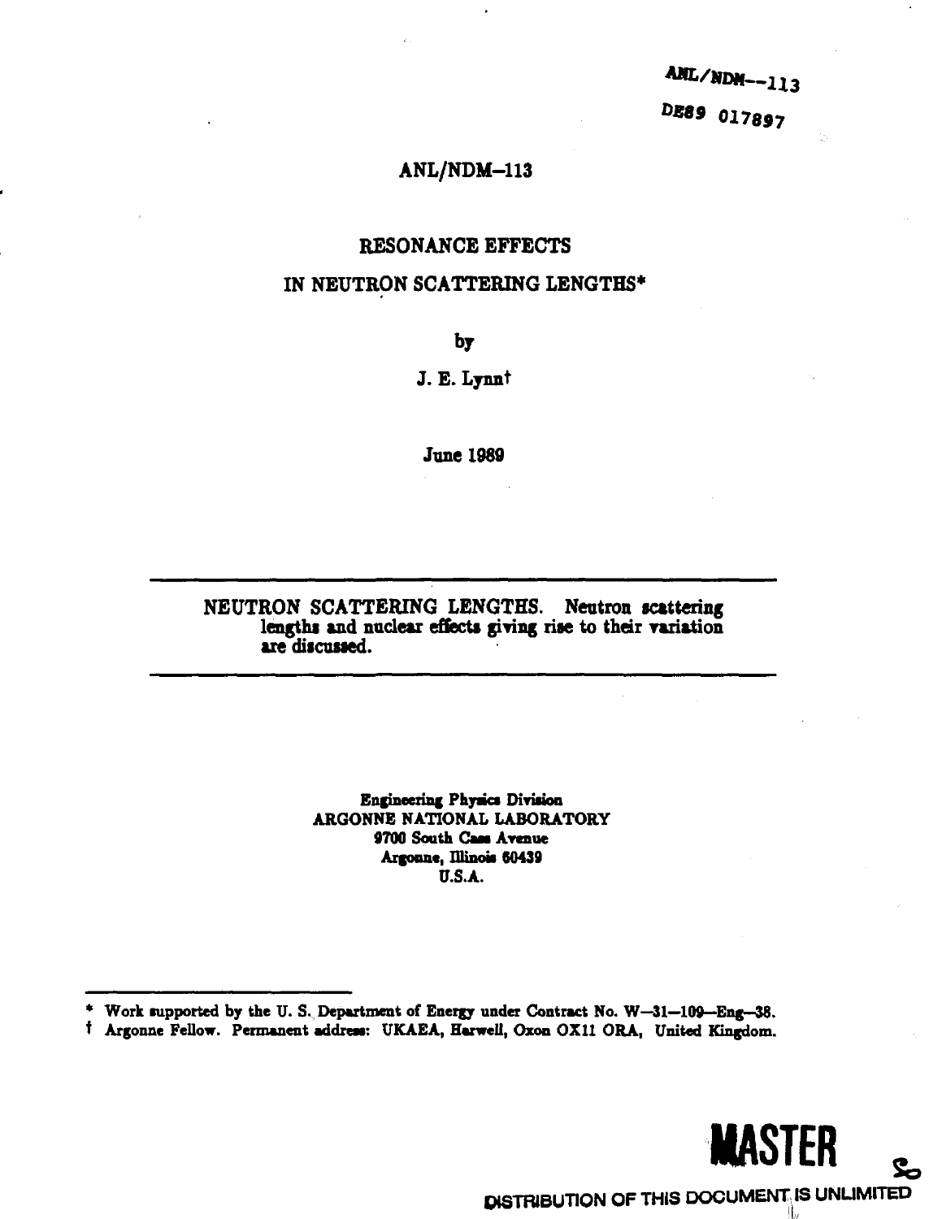ANL/NDM--113

DE89 017897

ANL/NDM–113

# RESONANCE EFFECTS IN NEUTRON SCATTERING LENGTHS*

by

J. E. Lynn†

June 1989

---

NEUTRON SCATTERING LENGTHS. Neutron scattering lengths and nuclear effects giving rise to their variation are discussed.

---

**Engineering Physics Division**
**ARGONNE NATIONAL LABORATORY**
**9700 South Cass Avenue**
**Argonne, Illinois 60439**
**U.S.A.**

\* Work supported by the U. S. Department of Energy under Contract No. W–31–109–Eng–38.

† Argonne Fellow. Permanent address: UKAEA, Harwell, Oxon OX11 ORA, United Kingdom.

**MASTER**

DISTRIBUTION OF THIS DOCUMENT IS UNLIMITED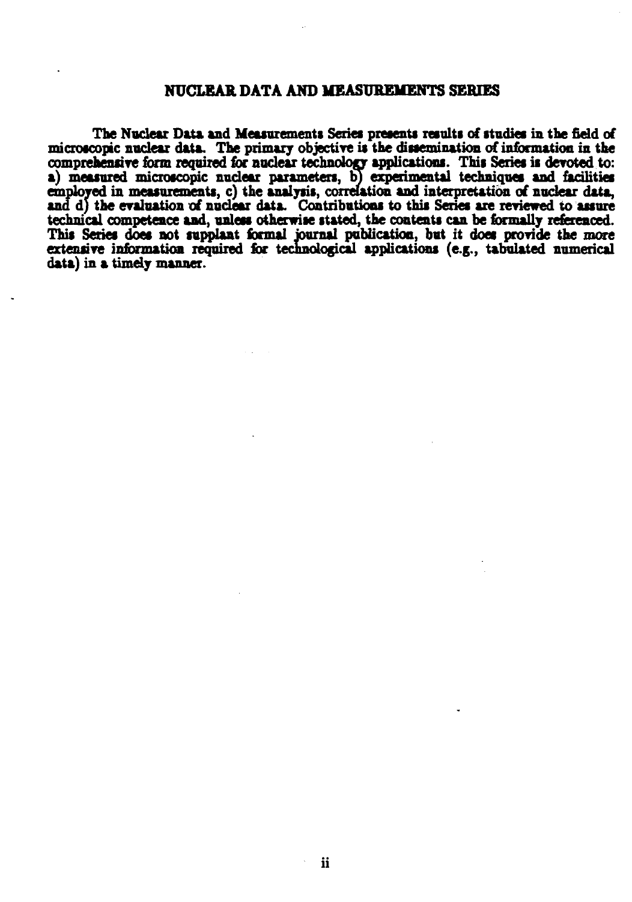## NUCLEAR DATA AND MEASUREMENTS SERIES

The Nuclear Data and Measurements Series presents results of studies in the field of microscopic nuclear data. The primary objective is the dissemination of information in the comprehensive form required for nuclear technology applications. This Series is devoted to: a) measured microscopic nuclear parameters, b) experimental techniques and facilities employed in measurements, c) the analysis, correlation and interpretation of nuclear data, and d) the evaluation of nuclear data. Contributions to this Series are reviewed to assure technical competence and, unless otherwise stated, the contents can be formally referenced. This Series does not supplant formal journal publication, but it does provide the more extensive information required for technological applications (e.g., tabulated numerical data) in a timely manner.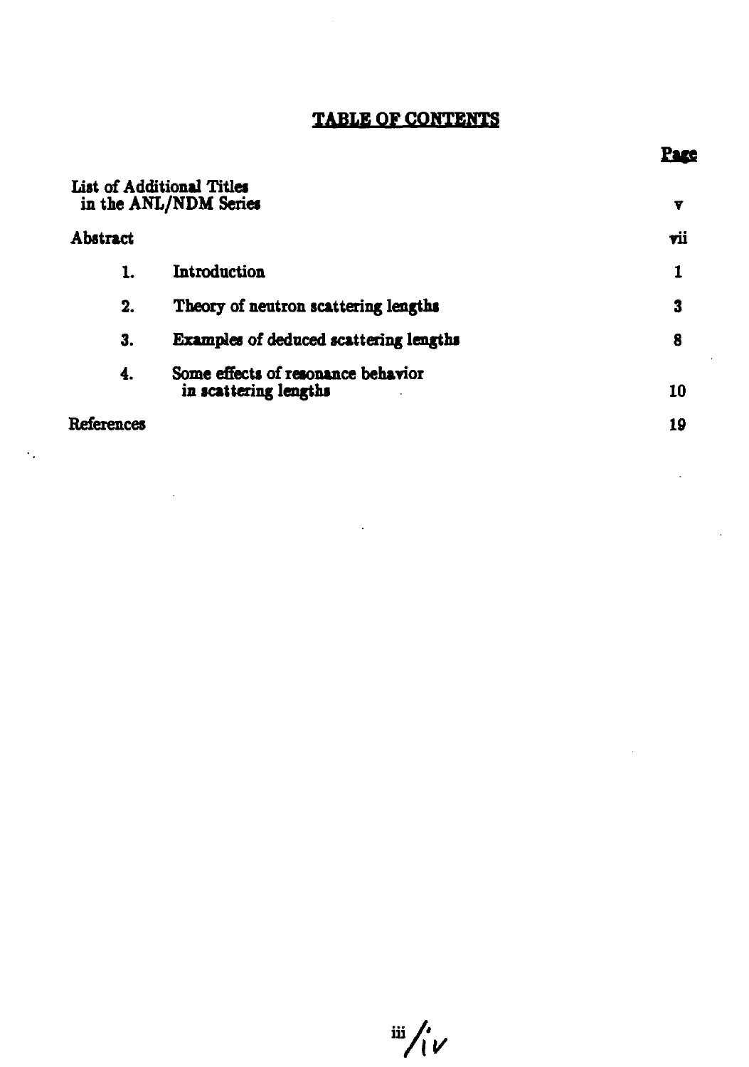# TABLE OF CONTENTS

| | | Page |
|---|---|---|
| List of Additional Titles in the ANL/NDM Series | | v |
| Abstract | | vii |
| 1. | Introduction | 1 |
| 2. | Theory of neutron scattering lengths | 3 |
| 3. | Examples of deduced scattering lengths | 8 |
| 4. | Some effects of resonance behavior in scattering lengths | 10 |
| References | | 19 |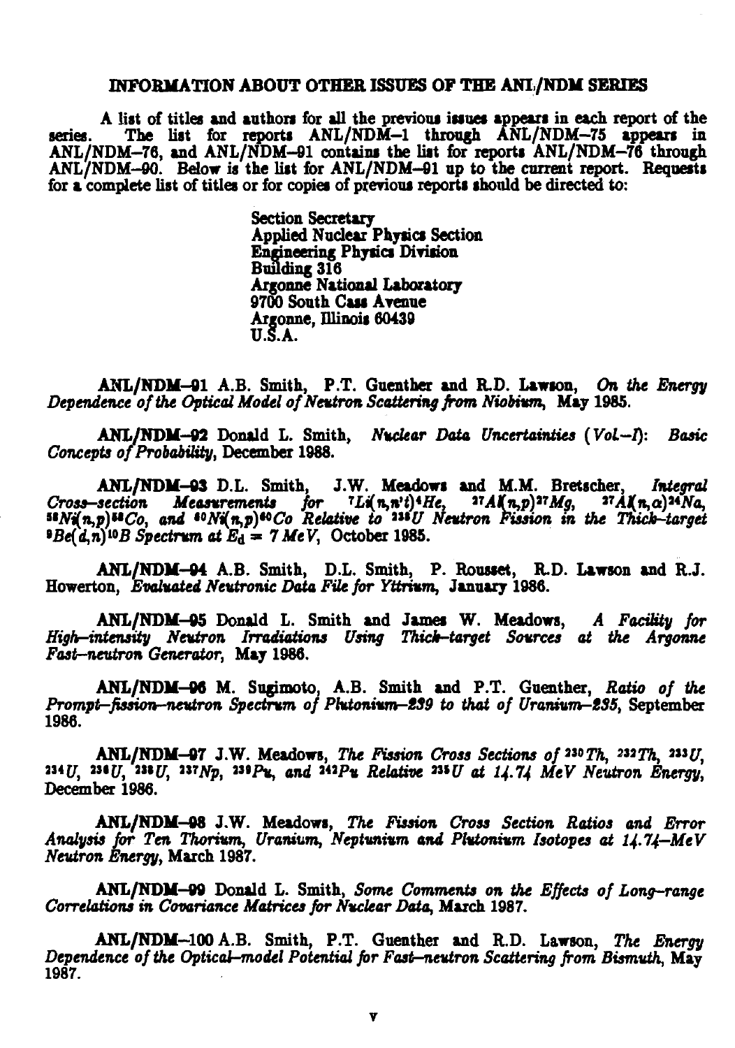## INFORMATION ABOUT OTHER ISSUES OF THE ANL/NDM SERIES

A list of titles and authors for all the previous issues appears in each report of the series. The list for reports ANL/NDM–1 through ANL/NDM–75 appears in ANL/NDM–76, and ANL/NDM–91 contains the list for reports ANL/NDM–76 through ANL/NDM–90. Below is the list for ANL/NDM–91 up to the current report. Requests for a complete list of titles or for copies of previous reports should be directed to:

Section Secretary
Applied Nuclear Physics Section
Engineering Physics Division
Building 316
Argonne National Laboratory
9700 South Cass Avenue
Argonne, Illinois 60439
U.S.A.

**ANL/NDM–91** A.B. Smith, P.T. Guenther and R.D. Lawson, *On the Energy Dependence of the Optical Model of Neutron Scattering from Niobium*, May 1985.

**ANL/NDM–92** Donald L. Smith, *Nuclear Data Uncertainties (Vol–I): Basic Concepts of Probability*, December 1988.

**ANL/NDM–93** D.L. Smith, J.W. Meadows and M.M. Bretscher, *Integral Cross-section Measurements for $^{7}Li(n,n't)^{4}He$, $^{27}Al(n,p)^{27}Mg$, $^{27}Al(n,\alpha)^{24}Na$, $^{58}Ni(n,p)^{58}Co$, and $^{60}Ni(n,p)^{60}Co$ Relative to $^{238}U$ Neutron Fission in the Thick-target $^{9}Be(d,n)^{10}B$ Spectrum at $E_d = 7\ MeV$*, October 1985.

**ANL/NDM–94** A.B. Smith, D.L. Smith, P. Rousset, R.D. Lawson and R.J. Howerton, *Evaluated Neutronic Data File for Yttrium*, January 1986.

**ANL/NDM–95** Donald L. Smith and James W. Meadows, *A Facility for High-intensity Neutron Irradiations Using Thick-target Sources at the Argonne Fast-neutron Generator*, May 1986.

**ANL/NDM–96** M. Sugimoto, A.B. Smith and P.T. Guenther, *Ratio of the Prompt-fission-neutron Spectrum of Plutonium-239 to that of Uranium-235*, September 1986.

**ANL/NDM–97** J.W. Meadows, *The Fission Cross Sections of $^{230}Th$, $^{232}Th$, $^{233}U$, $^{234}U$, $^{236}U$, $^{238}U$, $^{237}Np$, $^{239}Pu$, and $^{242}Pu$ Relative $^{235}U$ at 14.74 MeV Neutron Energy*, December 1986.

**ANL/NDM–98** J.W. Meadows, *The Fission Cross Section Ratios and Error Analysis for Ten Thorium, Uranium, Neptunium and Plutonium Isotopes at 14.74-MeV Neutron Energy*, March 1987.

**ANL/NDM–99** Donald L. Smith, *Some Comments on the Effects of Long-range Correlations in Covariance Matrices for Nuclear Data*, March 1987.

**ANL/NDM–100** A.B. Smith, P.T. Guenther and R.D. Lawson, *The Energy Dependence of the Optical-model Potential for Fast-neutron Scattering from Bismuth*, May 1987.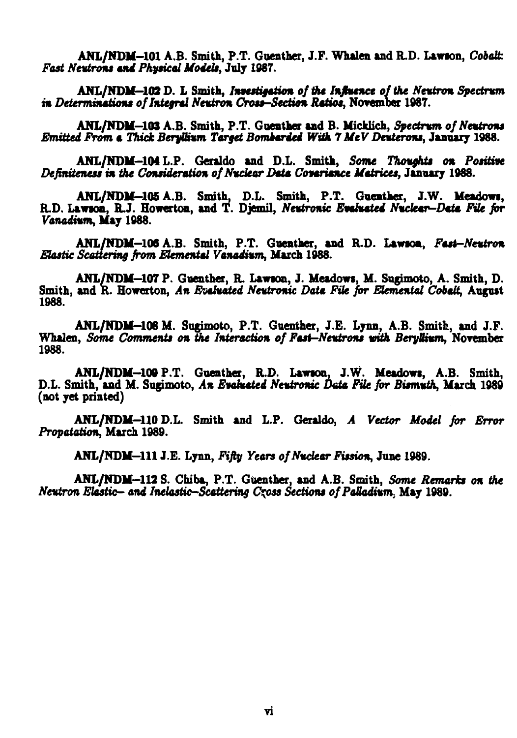**ANL/NDM–101** A.B. Smith, P.T. Guenther, J.F. Whalen and R.D. Lawson, *Cobalt: Fast Neutrons and Physical Models*, July 1987.

**ANL/NDM–102** D. L Smith, *Investigation of the Influence of the Neutron Spectrum in Determinations of Integral Neutron Cross–Section Ratios*, November 1987.

**ANL/NDM–103** A.B. Smith, P.T. Guenther and B. Micklich, *Spectrum of Neutrons Emitted From a Thick Beryllium Target Bombarded With 7 MeV Deuterons*, January 1988.

**ANL/NDM–104** L.P. Geraldo and D.L. Smith, *Some Thoughts on Positive Definiteness in the Consideration of Nuclear Data Covariance Matrices*, January 1988.

**ANL/NDM–105** A.B. Smith, D.L. Smith, P.T. Guenther, J.W. Meadows, R.D. Lawson, R.J. Howerton, and T. Djemil, *Neutronic Evaluated Nuclear–Data File for Vanadium*, May 1988.

**ANL/NDM–106** A.B. Smith, P.T. Guenther, and R.D. Lawson, *Fast–Neutron Elastic Scattering from Elemental Vanadium*, March 1988.

**ANL/NDM–107** P. Guenther, R. Lawson, J. Meadows, M. Sugimoto, A. Smith, D. Smith, and R. Howerton, *An Evaluated Neutronic Data File for Elemental Cobalt*, August 1988.

**ANL/NDM–108** M. Sugimoto, P.T. Guenther, J.E. Lynn, A.B. Smith, and J.F. Whalen, *Some Comments on the Interaction of Fast–Neutrons with Beryllium*, November 1988.

**ANL/NDM–109** P.T. Guenther, R.D. Lawson, J.W. Meadows, A.B. Smith, D.L. Smith, and M. Sugimoto, *An Evaluated Neutronic Data File for Bismuth*, March 1989 (not yet printed)

**ANL/NDM–110** D.L. Smith and L.P. Geraldo, *A Vector Model for Error Propatation*, March 1989.

**ANL/NDM–111** J.E. Lynn, *Fifty Years of Nuclear Fission*, June 1989.

**ANL/NDM–112** S. Chiba, P.T. Guenther, and A.B. Smith, *Some Remarks on the Neutron Elastic– and Inelastic–Scattering Cross Sections of Palladium*, May 1989.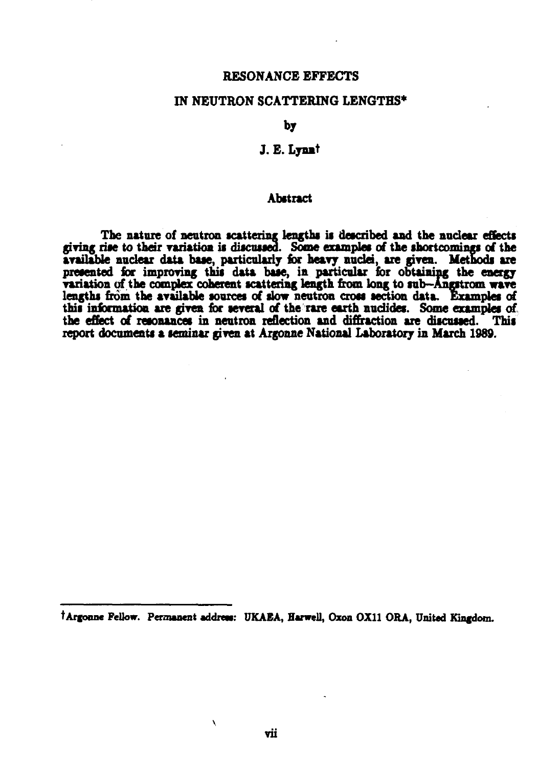# RESONANCE EFFECTS

# IN NEUTRON SCATTERING LENGTHS*

by

J. E. Lynn†

## Abstract

The nature of neutron scattering lengths is described and the nuclear effects giving rise to their variation is discussed. Some examples of the shortcomings of the available nuclear data base, particularly for heavy nuclei, are given. Methods are presented for improving this data base, in particular for obtaining the energy variation of the complex coherent scattering length from long to sub–Ångstrom wave lengths from the available sources of slow neutron cross section data. Examples of this information are given for several of the rare earth nuclides. Some examples of the effect of resonances in neutron reflection and diffraction are discussed. This report documents a seminar given at Argonne National Laboratory in March 1989.

---

†Argonne Fellow. Permanent address: UKAEA, Harwell, Oxon OX11 ORA, United Kingdom.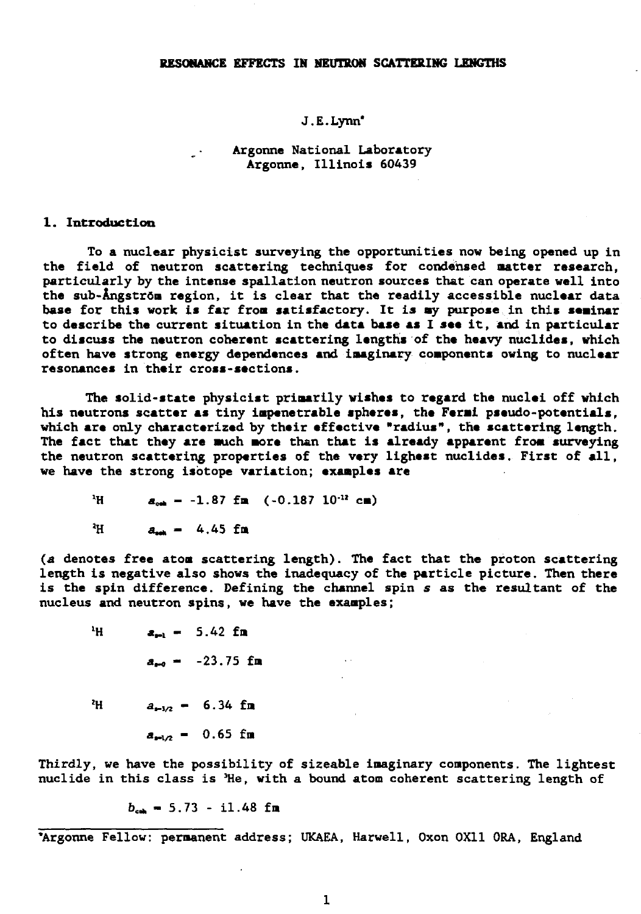# RESONANCE EFFECTS IN NEUTRON SCATTERING LENGTHS

J.E.Lynn*

Argonne National Laboratory
Argonne, Illinois 60439

## 1. Introduction

To a nuclear physicist surveying the opportunities now being opened up in the field of neutron scattering techniques for condensed matter research, particularly by the intense spallation neutron sources that can operate well into the sub-Ångström region, it is clear that the readily accessible nuclear data base for this work is far from satisfactory. It is my purpose in this seminar to describe the current situation in the data base as I see it, and in particular to discuss the neutron coherent scattering lengths of the heavy nuclides, which often have strong energy dependences and imaginary components owing to nuclear resonances in their cross-sections.

The solid-state physicist primarily wishes to regard the nuclei off which his neutrons scatter as tiny impenetrable spheres, the Fermi pseudo-potentials, which are only characterized by their effective "radius", the scattering length. The fact that they are much more than that is already apparent from surveying the neutron scattering properties of the very lighest nuclides. First of all, we have the strong isotope variation; examples are

$^{1}$H $\quad a_{coh} = -1.87$ fm $\quad (-0.187\ 10^{-12}$ cm)

$^{2}$H $\quad a_{coh} = \ 4.45$ fm

($a$ denotes free atom scattering length). The fact that the proton scattering length is negative also shows the inadequacy of the particle picture. Then there is the spin difference. Defining the channel spin $s$ as the resultant of the nucleus and neutron spins, we have the examples;

$^{1}$H $\quad a_{s=1} = \ 5.42$ fm

$\qquad a_{s=0} = -23.75$ fm

$^{2}$H $\quad a_{s=3/2} = \ 6.34$ fm

$\qquad a_{s=1/2} = \ 0.65$ fm

Thirdly, we have the possibility of sizeable imaginary components. The lightest nuclide in this class is $^{3}$He, with a bound atom coherent scattering length of

$$b_{coh} = 5.73 - i1.48 \text{ fm}$$

*Argonne Fellow: permanent address; UKAEA, Harwell, Oxon OX11 0RA, England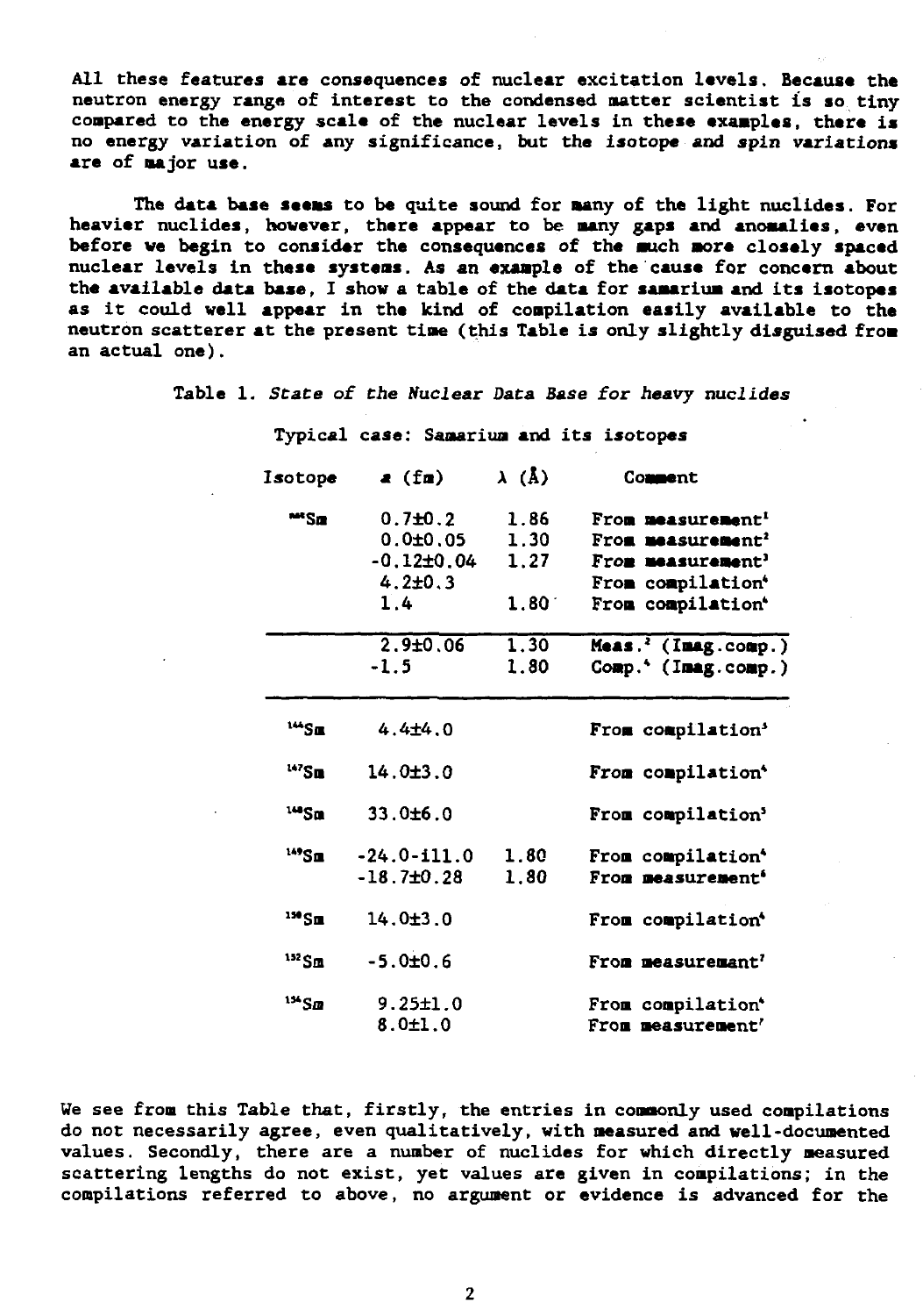All these features are consequences of nuclear excitation levels. Because the neutron energy range of interest to the condensed matter scientist is so tiny compared to the energy scale of the nuclear levels in these examples, there is no energy variation of any significance, but the *isotope and spin variations* are of major use.

The data base seems to be quite sound for many of the light nuclides. For heavier nuclides, however, there appear to be many gaps and anomalies, even before we begin to consider the consequences of the much more closely spaced nuclear levels in these systems. As an example of the cause for concern about the available data base, I show a table of the data for samarium and its isotopes as it could well appear in the kind of compilation easily available to the neutron scatterer at the present time (this Table is only slightly disguised from an actual one).

Table 1. *State of the Nuclear Data Base for heavy nuclides*

Typical case: Samarium and its isotopes

| Isotope | a (fm) | λ (Å) | Comment |
|---|---|---|---|
| $^{nat}$Sm | 0.7±0.2 | 1.86 | From measurement[1] |
| | 0.0±0.05 | 1.30 | From measurement[2] |
| | -0.12±0.04 | 1.27 | From measurement[3] |
| | 4.2±0.3 | | From compilation[4] |
| | 1.4 | 1.80 | From compilation[4] |
| | 2.9±0.06 | 1.30 | Meas.[2] (Imag.comp.) |
| | -1.5 | 1.80 | Comp.[4] (Imag.comp.) |
| $^{144}$Sm | 4.4±4.0 | | From compilation[5] |
| $^{147}$Sm | 14.0±3.0 | | From compilation[4] |
| $^{148}$Sm | 33.0±6.0 | | From compilation[5] |
| $^{149}$Sm | -24.0-i11.0 | 1.80 | From compilation[4] |
| | -18.7±0.28 | 1.80 | From measurement[6] |
| $^{150}$Sm | 14.0±3.0 | | From compilation[4] |
| $^{152}$Sm | -5.0±0.6 | | From measuremant[7] |
| $^{154}$Sm | 9.25±1.0 | | From compilation[4] |
| | 8.0±1.0 | | From measurement[7] |

We see from this Table that, firstly, the entries in commonly used compilations do not necessarily agree, even qualitatively, with measured and well-documented values. Secondly, there are a number of nuclides for which directly measured scattering lengths do not exist, yet values are given in compilations; in the compilations referred to above, no argument or evidence is advanced for the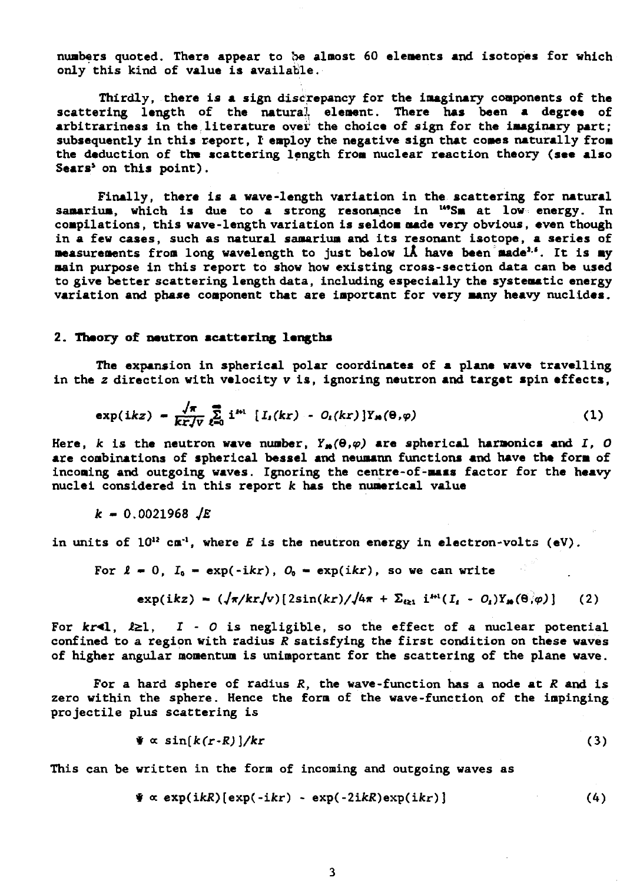numbers quoted. There appear to be almost 60 elements and isotopes for which only this kind of value is available.

Thirdly, there is a sign discrepancy for the imaginary components of the scattering length of the natural element. There has been a degree of arbitrariness in the literature over the choice of sign for the imaginary part; subsequently in this report, I employ the negative sign that comes naturally from the deduction of the scattering length from nuclear reaction theory (see also Sears[5] on this point).

Finally, there is a wave-length variation in the scattering for natural samarium, which is due to a strong resonance in $^{149}$Sm at low energy. In compilations, this wave-length variation is seldom made very obvious, even though in a few cases, such as natural samarium and its resonant isotope, a series of measurements from long wavelength to just below 1Å have been made[3,6]. It is my main purpose in this report to show how existing cross-section data can be used to give better scattering length data, including especially the systematic energy variation and phase component that are important for very many heavy nuclides.

## 2. Theory of neutron scattering lengths

The expansion in spherical polar coordinates of a plane wave travelling in the $z$ direction with velocity $v$ is, ignoring neutron and target spin effects,

$$\exp(ikz) = \frac{\sqrt{\pi}}{kr\sqrt{v}} \sum_{\ell=0}^{\infty} i^{\ell+1} \, [I_\ell(kr) - O_\ell(kr)] Y_{\ell 0}(\Theta,\varphi) \tag{1}$$

Here, $k$ is the neutron wave number, $Y_{\ell 0}(\Theta,\varphi)$ are spherical harmonics and $I$, $O$ are combinations of spherical bessel and neumann functions and have the form of incoming and outgoing waves. Ignoring the centre-of-mass factor for the heavy nuclei considered in this report $k$ has the numerical value

$k = 0.0021968 \sqrt{E}$

in units of $10^{12}$ cm$^{-1}$, where $E$ is the neutron energy in electron-volts (eV).

For $\ell = 0$, $I_0 = \exp(-ikr)$, $O_0 = \exp(ikr)$, so we can write

$$\exp(ikz) = (\sqrt{\pi}/kr\sqrt{v})[2\sin(kr)/\sqrt{4\pi} + \Sigma_{\ell\geq 1} \, i^{\ell+1}(I_\ell - O_\ell)Y_{\ell 0}(\Theta,\varphi)] \tag{2}$$

For $kr \ll 1$, $\ell \geq 1$, $I - O$ is negligible, so the effect of a nuclear potential confined to a region with radius $R$ satisfying the first condition on these waves of higher angular momentum is unimportant for the scattering of the plane wave.

For a hard sphere of radius $R$, the wave-function has a node at $R$ and is zero within the sphere. Hence the form of the wave-function of the impinging projectile plus scattering is

$$\Psi \propto \sin[k(r-R)]/kr \tag{3}$$

This can be written in the form of incoming and outgoing waves as

$$\Psi \propto \exp(ikR)[\exp(-ikr) - \exp(-2ikR)\exp(ikr)] \tag{4}$$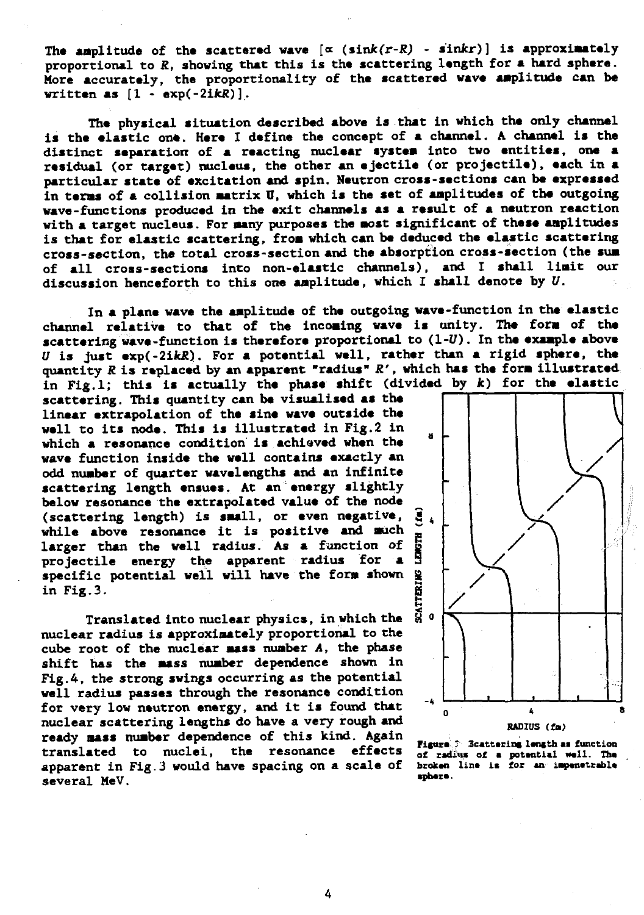The amplitude of the scattered wave [$\propto$ ($\sin k(r-R)$ - $\sin kr$)] is approximately proportional to $R$, showing that this is the scattering length for a hard sphere. More accurately, the proportionality of the scattered wave amplitude can be written as [$1 - \exp(-2ikR)$].

The physical situation described above is that in which the only channel is the elastic one. Here I define the concept of a channel. A channel is the distinct separation of a reacting nuclear system into two entities, one a residual (or target) nucleus, the other an ejectile (or projectile), each in a particular state of excitation and spin. Neutron cross-sections can be expressed in terms of a collision matrix **U**, which is the set of amplitudes of the outgoing wave-functions produced in the exit channels as a result of a neutron reaction with a target nucleus. For many purposes the most significant of these amplitudes is that for elastic scattering, from which can be deduced the elastic scattering cross-section, the total cross-section and the absorption cross-section (the sum of all cross-sections into non-elastic channels), and I shall limit our discussion henceforth to this one amplitude, which I shall denote by $U$.

In a plane wave the amplitude of the outgoing wave-function in the elastic channel relative to that of the incoming wave is unity. The form of the scattering wave-function is therefore proportional to $(1-U)$. In the example above $U$ is just $\exp(-2ikR)$. For a potential well, rather than a rigid sphere, the quantity $R$ is replaced by an apparent "radius" $R'$, which has the form illustrated in Fig.1; this is actually the phase shift (divided by $k$) for the elastic scattering. This quantity can be visualised as the linear extrapolation of the sine wave outside the well to its node. This is illustrated in Fig.2 in which a resonance condition is achieved when the wave function inside the well contains exactly an odd number of quarter wavelengths and an infinite scattering length ensues. At an energy slightly below resonance the extrapolated value of the node (scattering length) is small, or even negative, while above resonance it is positive and much larger than the well radius. As a function of projectile energy the apparent radius for a specific potential well will have the form shown in Fig.3.

Translated into nuclear physics, in which the nuclear radius is approximately proportional to the cube root of the nuclear mass number $A$, the phase shift has the mass number dependence shown in Fig.4, the strong swings occurring as the potential well radius passes through the resonance condition for very low neutron energy, and it is found that nuclear scattering lengths do have a very rough and ready mass number dependence of this kind. Again translated to nuclei, the resonance effects apparent in Fig.3 would have spacing on a scale of several MeV.

Figure 1 Scattering length as function of radius of a potential well. The broken line is for an impenetrable sphere.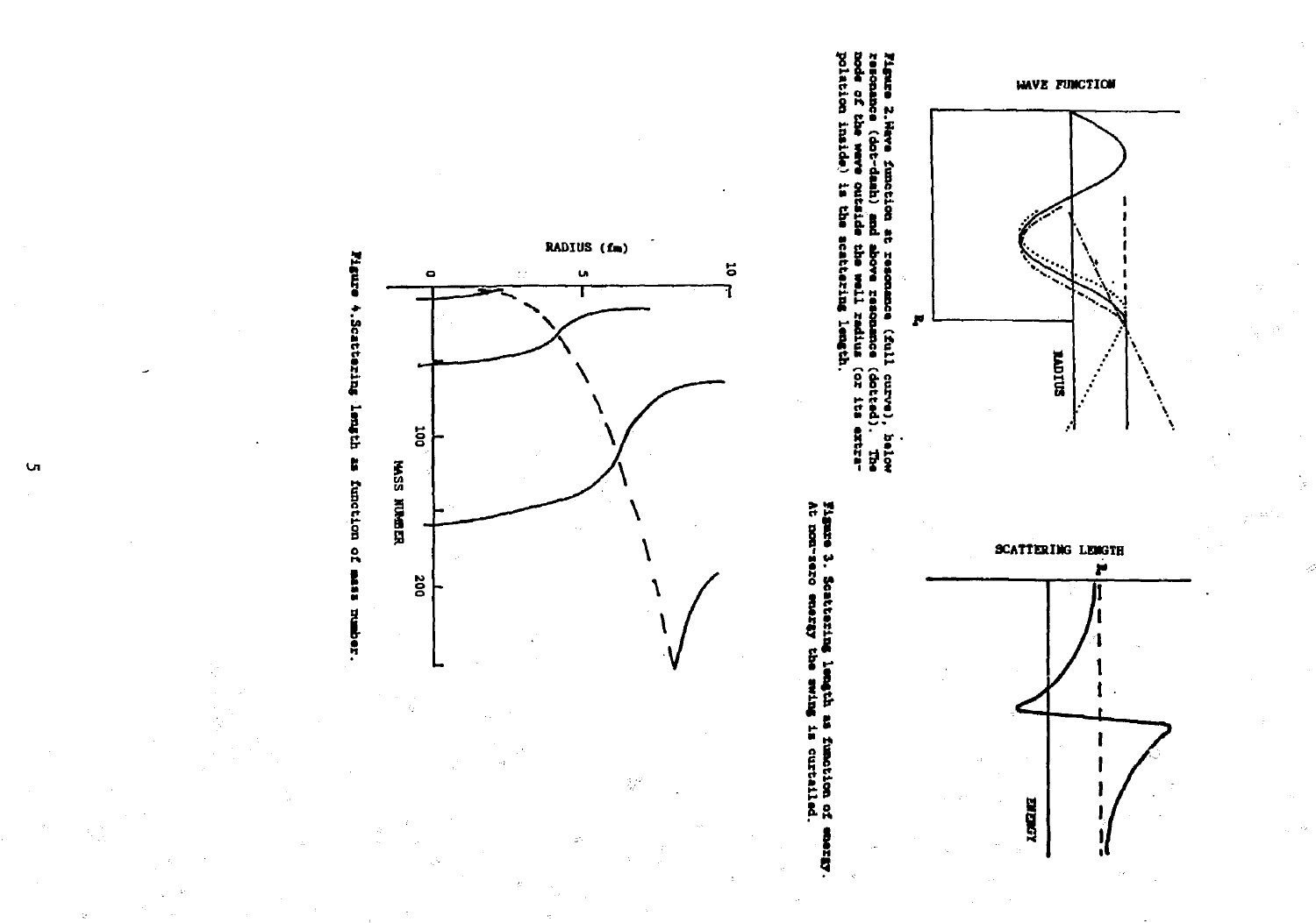Figure 2. Wave function at resonance (full curve), below resonance (dot-dash) and above resonance (dotted). The node of the wave outside the well radius (or its extrapolation inside) is the scattering length.

Figure 3. Scattering length as function of energy. At non-zero energy the swing is curtailed.

Figure 4. Scattering length as function of mass number.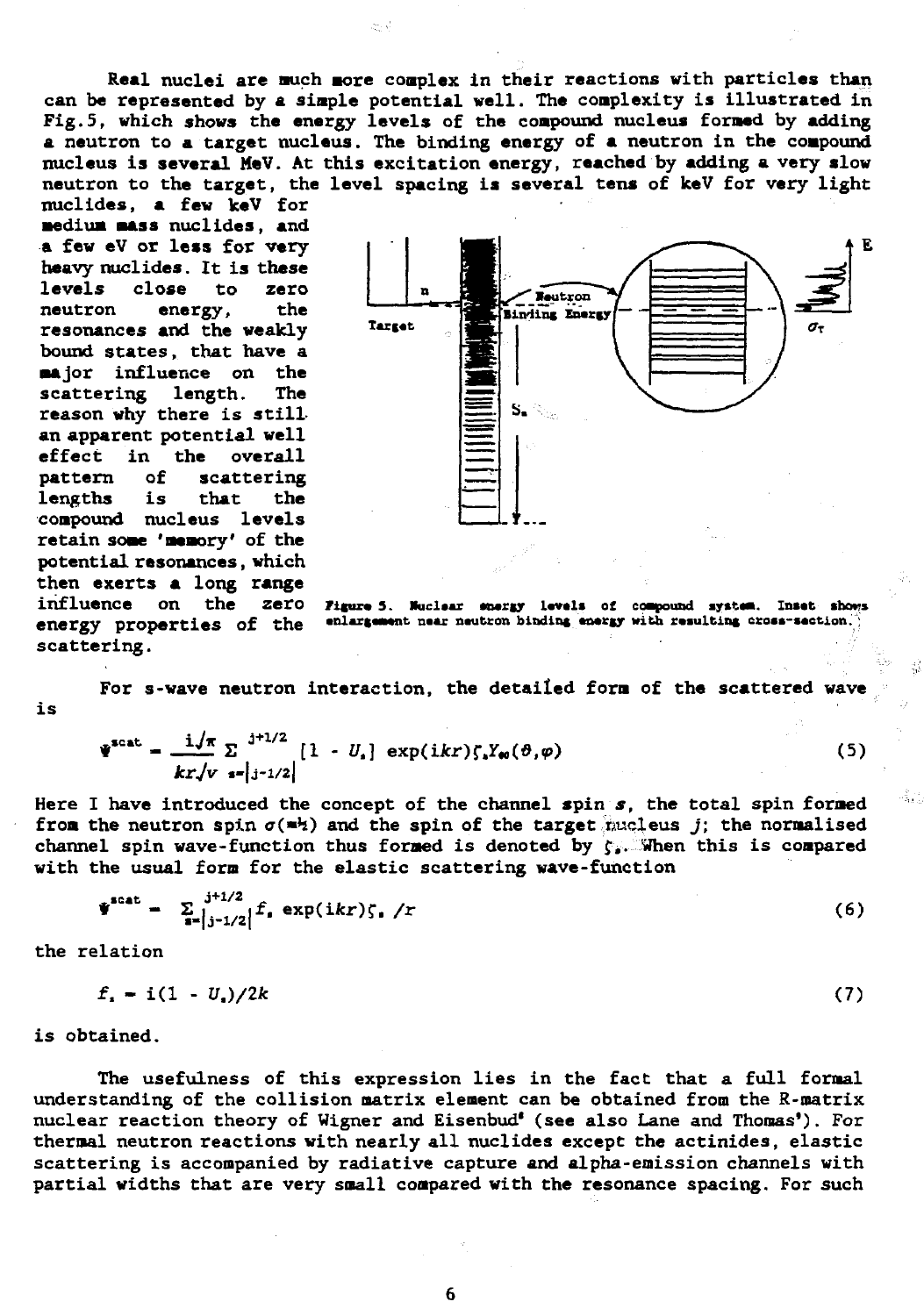Real nuclei are much more complex in their reactions with particles than can be represented by a simple potential well. The complexity is illustrated in Fig.5, which shows the energy levels of the compound nucleus formed by adding a neutron to a target nucleus. The binding energy of a neutron in the compound nucleus is several MeV. At this excitation energy, reached by adding a very slow neutron to the target, the level spacing is several tens of keV for very light nuclides, a few keV for medium mass nuclides, and a few eV or less for very heavy nuclides. It is these levels close to zero neutron energy, the resonances and the weakly bound states, that have a major influence on the scattering length. The reason why there is still an apparent potential well effect in the overall pattern of scattering lengths is that the compound nucleus levels retain some 'memory' of the potential resonances, which then exerts a long range influence on the zero energy properties of the scattering.

Figure 5. Nuclear energy levels of compound system. Inset shows enlargement near neutron binding energy with resulting cross-section.

For s-wave neutron interaction, the detailed form of the scattered wave is

$$\Psi^{scat} = \frac{i\sqrt{\pi}}{kr\sqrt{v}} \sum_{s=|j-1/2|}^{j+1/2} [1 - U_s] \exp(ikr)\zeta_s Y_{00}(\vartheta,\varphi) \tag{5}$$

Here I have introduced the concept of the channel spin $s$, the total spin formed from the neutron spin $\sigma(=\frac{1}{2})$ and the spin of the target nucleus $j$; the normalised channel spin wave-function thus formed is denoted by $\zeta_s$. When this is compared with the usual form for the elastic scattering wave-function

$$\Psi^{scat} = \sum_{s=|j-1/2|}^{j+1/2} f_s \exp(ikr)\zeta_s /r \tag{6}$$

the relation

$$f_s = i(1 - U_s)/2k \tag{7}$$

is obtained.

The usefulness of this expression lies in the fact that a full formal understanding of the collision matrix element can be obtained from the R-matrix nuclear reaction theory of Wigner and Eisenbud[8] (see also Lane and Thomas[9]). For thermal neutron reactions with nearly all nuclides except the actinides, elastic scattering is accompanied by radiative capture and alpha-emission channels with partial widths that are very small compared with the resonance spacing. For such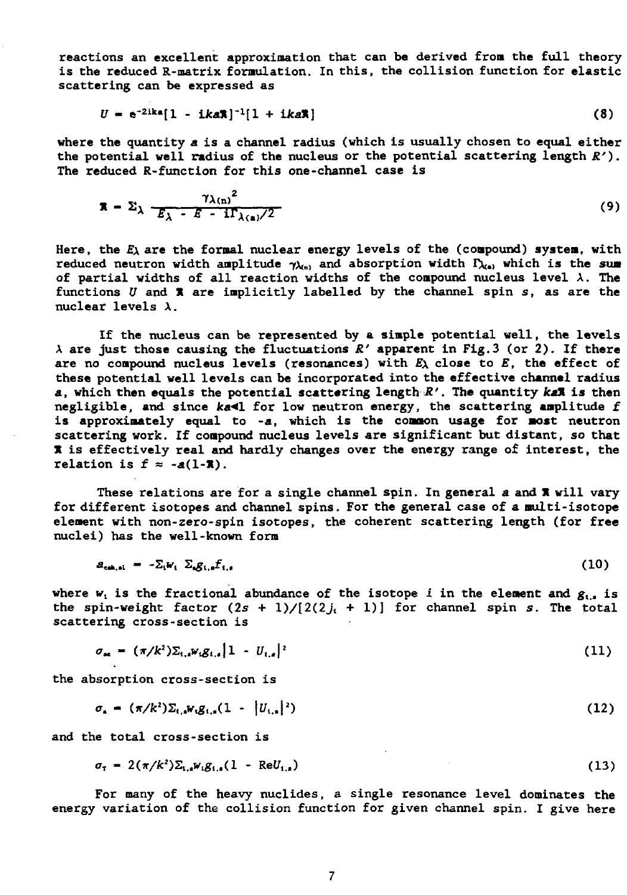reactions an excellent approximation that can be derived from the full theory is the reduced R-matrix formulation. In this, the collision function for elastic scattering can be expressed as

$$U = e^{-2ika}[1 - ika\mathfrak{R}]^{-1}[1 + ika\mathfrak{R}] \tag{8}$$

where the quantity $a$ is a channel radius (which is usually chosen to equal either the potential well radius of the nucleus or the potential scattering length $R'$). The reduced R-function for this one-channel case is

$$\mathfrak{R} = \Sigma_\lambda \frac{\gamma_{\lambda(n)}{}^2}{E_\lambda - E - i\Gamma_{\lambda(a)}/2} \tag{9}$$

Here, the $E_\lambda$ are the formal nuclear energy levels of the (compound) system, with reduced neutron width amplitude $\gamma_{\lambda(n)}$ and absorption width $\Gamma_{\lambda(a)}$ which is the sum of partial widths of all reaction widths of the compound nucleus level $\lambda$. The functions $U$ and $\mathfrak{R}$ are implicitly labelled by the channel spin $s$, as are the nuclear levels $\lambda$.

If the nucleus can be represented by a simple potential well, the levels $\lambda$ are just those causing the fluctuations $R'$ apparent in Fig.3 (or 2). If there are no compound nucleus levels (resonances) with $E_\lambda$ close to $E$, the effect of these potential well levels can be incorporated into the effective channel radius $a$, which then equals the potential scattering length $R'$. The quantity $ka\mathfrak{R}$ is then negligible, and since $ka \ll 1$ for low neutron energy, the scattering amplitude $f$ is approximately equal to $-a$, which is the common usage for most neutron scattering work. If compound nucleus levels are significant but distant, so that $\mathfrak{R}$ is effectively real and hardly changes over the energy range of interest, the relation is $f \approx -a(1-\mathfrak{R})$.

These relations are for a single channel spin. In general $a$ and $\mathfrak{R}$ will vary for different isotopes and channel spins. For the general case of a multi-isotope element with non-zero-spin isotopes, the coherent scattering length (for free nuclei) has the well-known form

$$a_{coh,el} = -\Sigma_i w_i \, \Sigma_s g_{i,s} f_{i,s} \tag{10}$$

where $w_i$ is the fractional abundance of the isotope $i$ in the element and $g_{i,s}$ is the spin-weight factor $(2s + 1)/[2(2j_i + 1)]$ for channel spin $s$. The total scattering cross-section is

$$\sigma_{sc} = (\pi/k^2)\Sigma_{i,s} w_i g_{i,s} |1 - U_{i,s}|^2 \tag{11}$$

the absorption cross-section is

$$\sigma_a = (\pi/k^2)\Sigma_{i,s} w_i g_{i,s} (1 - |U_{i,s}|^2) \tag{12}$$

and the total cross-section is

$$\sigma_T = 2(\pi/k^2)\Sigma_{i,s} w_i g_{i,s} (1 - \mathrm{Re}U_{i,s}) \tag{13}$$

For many of the heavy nuclides, a single resonance level dominates the energy variation of the collision function for given channel spin. I give here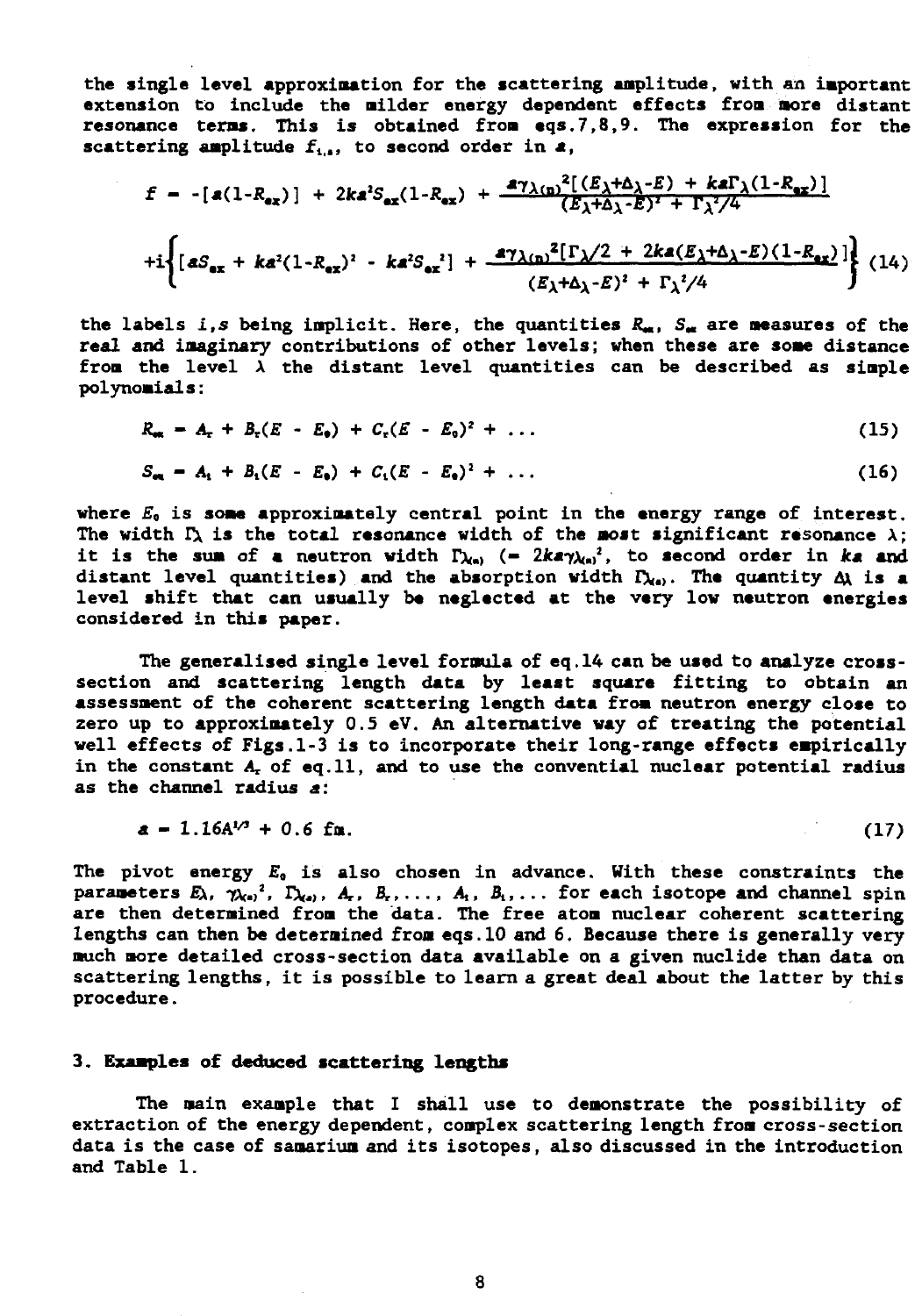the single level approximation for the scattering amplitude, with an important extension to include the milder energy dependent effects from more distant resonance terms. This is obtained from eqs.7,8,9. The expression for the scattering amplitude $f_{i,s}$, to second order in $a$,

$$f = -[a(1-R_{ex})] + 2ka^2S_{ex}(1-R_{ex}) + \frac{a\gamma_{\lambda(n)}{}^2[(E_\lambda+\Delta_\lambda-E) + ka\Gamma_\lambda(1-R_{ex})]}{(E_\lambda+\Delta_\lambda-E)^2 + \Gamma_\lambda{}^2/4}$$

$$+i\left\{[aS_{ex} + ka^2(1-R_{ex})^2 - ka^2S_{ex}{}^2] + \frac{a\gamma_{\lambda(n)}{}^2[\Gamma_\lambda/2 + 2ka(E_\lambda+\Delta_\lambda-E)(1-R_{ex})]}{(E_\lambda+\Delta_\lambda-E)^2 + \Gamma_\lambda{}^2/4}\right\} \quad (14)$$

the labels $i,s$ being implicit. Here, the quantities $R_{ex}$, $S_{ex}$ are measures of the real and imaginary contributions of other levels; when these are some distance from the level $\lambda$ the distant level quantities can be described as simple polynomials:

$$R_{ex} = A_r + B_r(E - E_0) + C_r(E - E_0)^2 + \ldots \quad (15)$$

$$S_{ex} = A_i + B_i(E - E_0) + C_i(E - E_0)^2 + \ldots \quad (16)$$

where $E_0$ is some approximately central point in the energy range of interest. The width $\Gamma_\lambda$ is the total resonance width of the most significant resonance $\lambda$; it is the sum of a neutron width $\Gamma_{\lambda(n)}$ ($= 2ka\gamma_{\lambda(n)}{}^2$, to second order in $ka$ and distant level quantities) and the absorption width $\Gamma_{\lambda(a)}$. The quantity $\Delta_\lambda$ is a level shift that can usually be neglected at the very low neutron energies considered in this paper.

The generalised single level formula of eq.14 can be used to analyze cross-section and scattering length data by least square fitting to obtain an assessment of the coherent scattering length data from neutron energy close to zero up to approximately 0.5 eV. An alternative way of treating the potential well effects of Figs.1-3 is to incorporate their long-range effects empirically in the constant $A_r$ of eq.11, and to use the convential nuclear potential radius as the channel radius $a$:

$$a = 1.16A^{1/3} + 0.6 \text{ fm}. \quad (17)$$

The pivot energy $E_0$ is also chosen in advance. With these constraints the parameters $E_\lambda$, $\gamma_{\lambda(n)}{}^2$, $\Gamma_{\lambda(a)}$, $A_r$, $B_r$, ..., $A_i$, $B_i$, ... for each isotope and channel spin are then determined from the data. The free atom nuclear coherent scattering lengths can then be determined from eqs.10 and 6. Because there is generally very much more detailed cross-section data available on a given nuclide than data on scattering lengths, it is possible to learn a great deal about the latter by this procedure.

## 3. Examples of deduced scattering lengths

The main example that I shall use to demonstrate the possibility of extraction of the energy dependent, complex scattering length from cross-section data is the case of samarium and its isotopes, also discussed in the introduction and Table 1.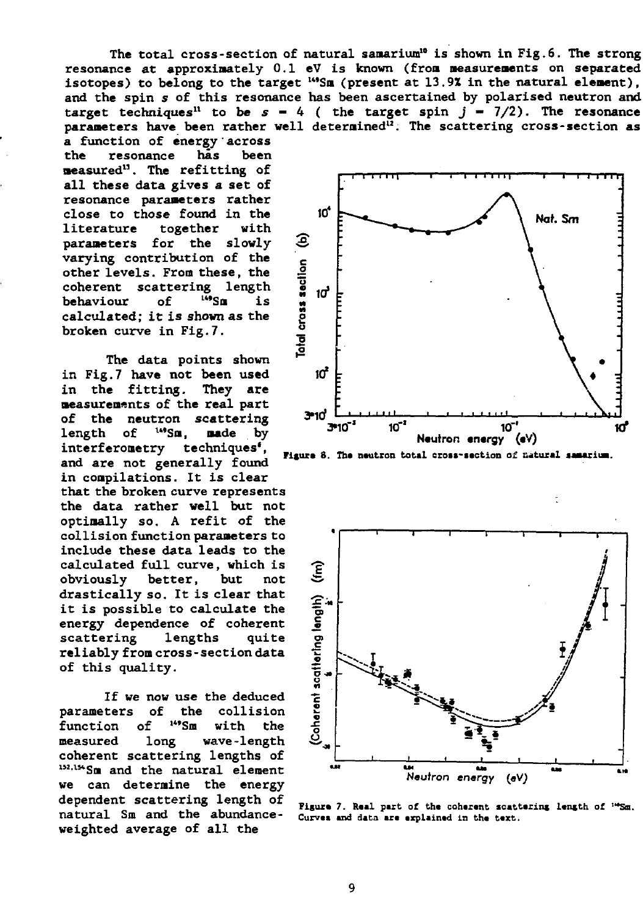The total cross-section of natural samarium[10] is shown in Fig.6. The strong resonance at approximately 0.1 eV is known (from measurements on separated isotopes) to belong to the target $^{149}$Sm (present at 13.9% in the natural element), and the spin $s$ of this resonance has been ascertained by polarised neutron and target techniques[11] to be $s = 4$ ( the target spin $j = 7/2$). The resonance parameters have been rather well determined[12]. The scattering cross-section as a function of energy across the resonance has been measured[13]. The refitting of all these data gives a set of resonance parameters rather close to those found in the literature together with parameters for the slowly varying contribution of the other levels. From these, the coherent scattering length behaviour of $^{149}$Sm is calculated; it is shown as the broken curve in Fig.7.

Figure 6. The neutron total cross-section of natural samarium.

The data points shown in Fig.7 have not been used in the fitting. They are measurements of the real part of the neutron scattering length of $^{149}$Sm, made by interferometry techniques[6], and are not generally found in compilations. It is clear that the broken curve represents the data rather well but not optimally so. A refit of the collision function parameters to include these data leads to the calculated full curve, which is obviously better, but not drastically so. It is clear that it is possible to calculate the energy dependence of coherent scattering lengths quite reliably from cross-section data of this quality.

Figure 7. Real part of the coherent scattering length of $^{149}$Sm. Curves and data are explained in the text.

If we now use the deduced parameters of the collision function of $^{149}$Sm with the measured long wave-length coherent scattering lengths of $^{152,154}$Sm and the natural element we can determine the energy dependent scattering length of natural Sm and the abundance-weighted average of all the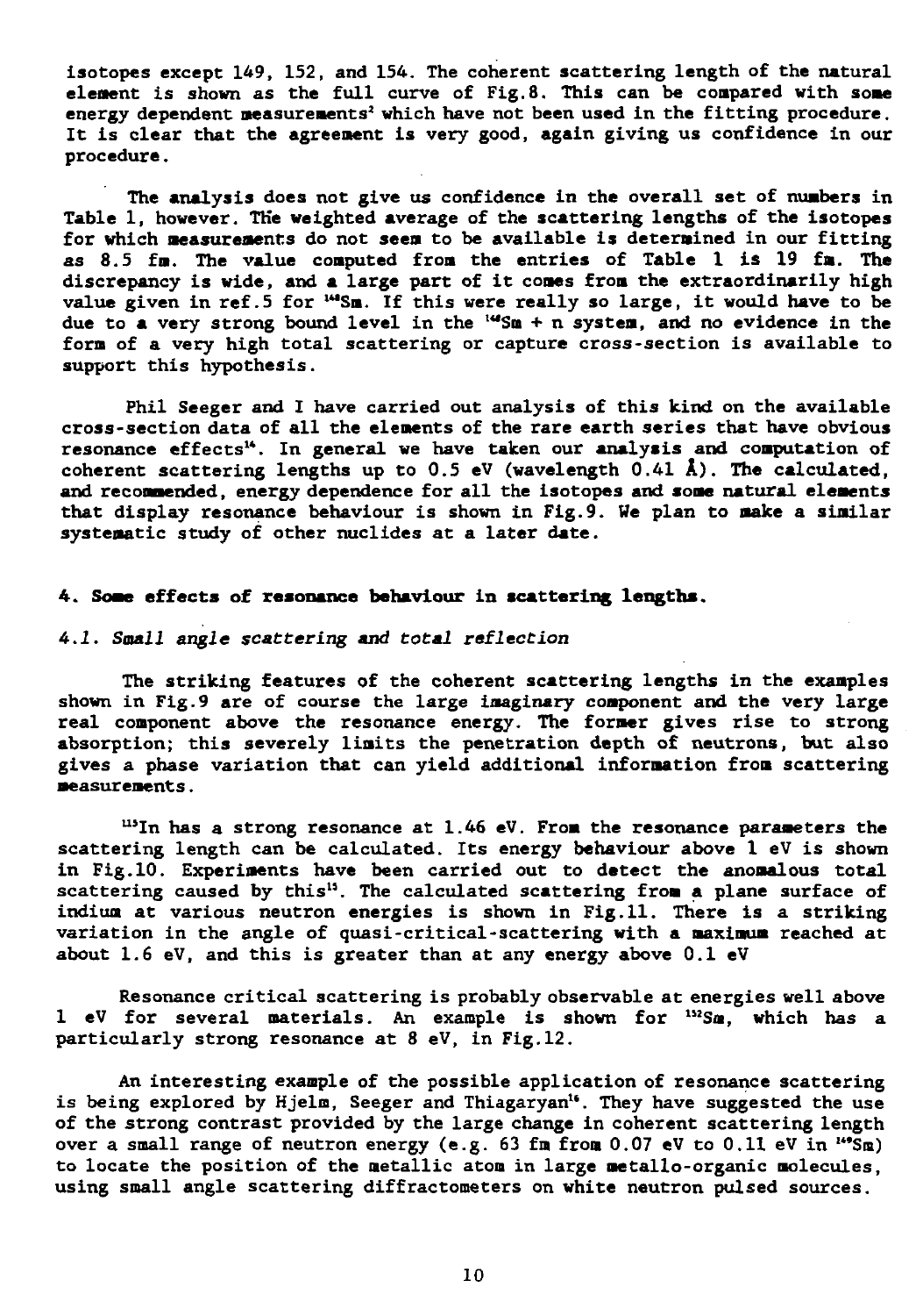isotopes except 149, 152, and 154. The coherent scattering length of the natural element is shown as the full curve of Fig.8. This can be compared with some energy dependent measurements[2] which have not been used in the fitting procedure. It is clear that the agreement is very good, again giving us confidence in our procedure.

The analysis does not give us confidence in the overall set of numbers in Table 1, however. The weighted average of the scattering lengths of the isotopes for which measurements do not seem to be available is determined in our fitting as 8.5 fm. The value computed from the entries of Table 1 is 19 fm. The discrepancy is wide, and a large part of it comes from the extraordinarily high value given in ref.5 for $^{144}$Sm. If this were really so large, it would have to be due to a very strong bound level in the $^{144}$Sm + n system, and no evidence in the form of a very high total scattering or capture cross-section is available to support this hypothesis.

Phil Seeger and I have carried out analysis of this kind on the available cross-section data of all the elements of the rare earth series that have obvious resonance effects[14]. In general we have taken our analysis and computation of coherent scattering lengths up to 0.5 eV (wavelength 0.41 Å). The calculated, and recommended, energy dependence for all the isotopes and some natural elements that display resonance behaviour is shown in Fig.9. We plan to make a similar systematic study of other nuclides at a later date.

## 4. Some effects of resonance behaviour in scattering lengths.

### *4.1. Small angle scattering and total reflection*

The striking features of the coherent scattering lengths in the examples shown in Fig.9 are of course the large imaginary component and the very large real component above the resonance energy. The former gives rise to strong absorption; this severely limits the penetration depth of neutrons, but also gives a phase variation that can yield additional information from scattering measurements.

$^{115}$In has a strong resonance at 1.46 eV. From the resonance parameters the scattering length can be calculated. Its energy behaviour above 1 eV is shown in Fig.10. Experiments have been carried out to detect the anomalous total scattering caused by this[15]. The calculated scattering from a plane surface of indium at various neutron energies is shown in Fig.11. There is a striking variation in the angle of quasi-critical-scattering with a maximum reached at about 1.6 eV, and this is greater than at any energy above 0.1 eV

Resonance critical scattering is probably observable at energies well above 1 eV for several materials. An example is shown for $^{152}$Sm, which has a particularly strong resonance at 8 eV, in Fig.12.

An interesting example of the possible application of resonance scattering is being explored by Hjelm, Seeger and Thiagaryan[16]. They have suggested the use of the strong contrast provided by the large change in coherent scattering length over a small range of neutron energy (e.g. 63 fm from 0.07 eV to 0.11 eV in $^{149}$Sm) to locate the position of the metallic atom in large metallo-organic molecules, using small angle scattering diffractometers on white neutron pulsed sources.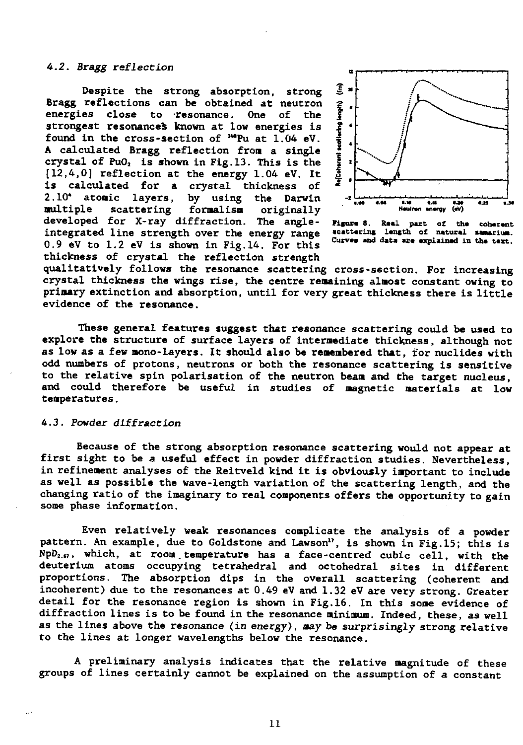### 4.2. *Bragg reflection*

Despite the strong absorption, strong Bragg reflections can be obtained at neutron energies close to resonance. One of the strongest resonances known at low energies is found in the cross-section of $^{240}Pu$ at 1.04 eV. A calculated Bragg reflection from a single crystal of $PuO_2$ is shown in Fig.13. This is the [12,4,0] reflection at the energy 1.04 eV. It is calculated for a crystal thickness of $2.10^4$ atomic layers, by using the Darwin multiple scattering formalism originally developed for X-ray diffraction. The angle-integrated line strength over the energy range 0.9 eV to 1.2 eV is shown in Fig.14. For this thickness of crystal the reflection strength qualitatively follows the resonance scattering cross-section. For increasing crystal thickness the wings rise, the centre remaining almost constant owing to primary extinction and absorption, until for very great thickness there is little evidence of the resonance.

**Figure 8.** Real part of the coherent scattering length of natural samarium. Curves and data are explained in the text.

These general features suggest that resonance scattering could be used to explore the structure of surface layers of intermediate thickness, although not as low as a few mono-layers. It should also be remembered that, for nuclides with odd numbers of protons, neutrons or both the resonance scattering is sensitive to the relative spin polarisation of the neutron beam and the target nucleus, and could therefore be useful in studies of magnetic materials at low temperatures.

### 4.3. *Powder diffraction*

Because of the strong absorption resonance scattering would not appear at first sight to be a useful effect in powder diffraction studies. Nevertheless, in refinement analyses of the Reitveld kind it is obviously important to include as well as possible the wave-length variation of the scattering length, and the changing ratio of the imaginary to real components offers the opportunity to gain some phase information.

Even relatively weak resonances complicate the analysis of a powder pattern. An example, due to Goldstone and Lawson[17], is shown in Fig.15; this is $NpD_{2.67}$, which, at room temperature has a face-centred cubic cell, with the deuterium atoms occupying tetrahedral and octohedral sites in different proportions. The absorption dips in the overall scattering (coherent and incoherent) due to the resonances at 0.49 eV and 1.32 eV are very strong. Greater detail for the resonance region is shown in Fig.16. In this some evidence of diffraction lines is to be found in the resonance minimum. Indeed, these, as well as the lines above the resonance (in energy), may be surprisingly strong relative to the lines at longer wavelengths below the resonance.

A preliminary analysis indicates that the relative magnitude of these groups of lines certainly cannot be explained on the assumption of a constant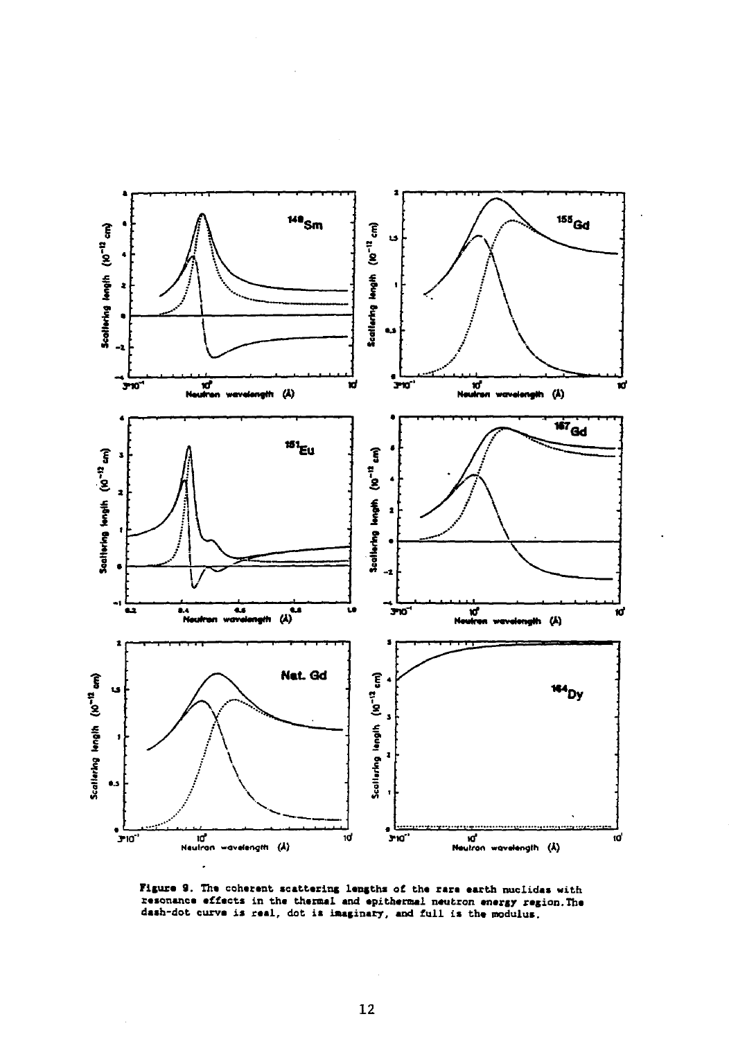Figure 9. The coherent scattering lengths of the rare earth nuclides with resonance effects in the thermal and epithermal neutron energy region. The dash-dot curve is real, dot is imaginary, and full is the modulus.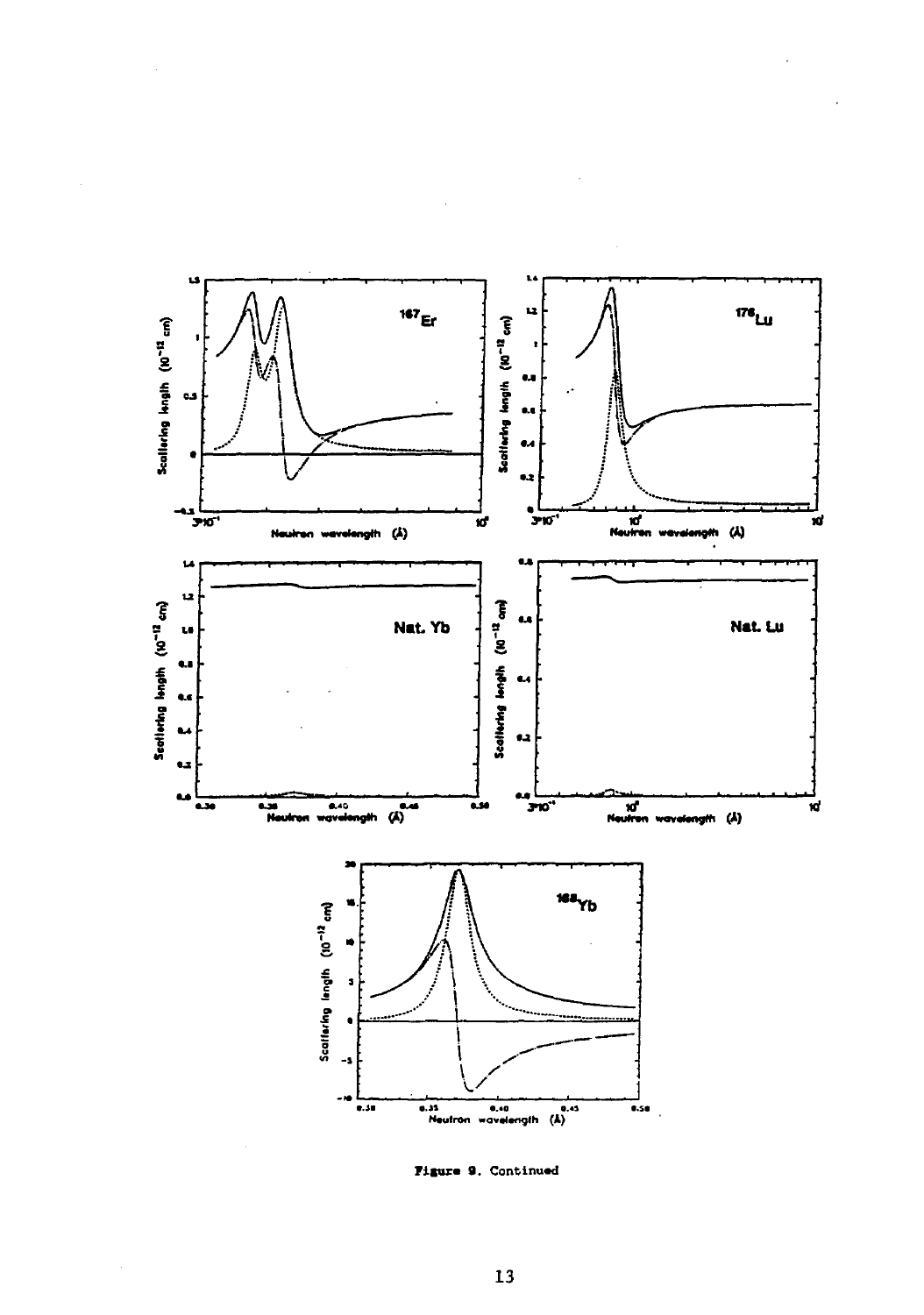Figure 9. Continued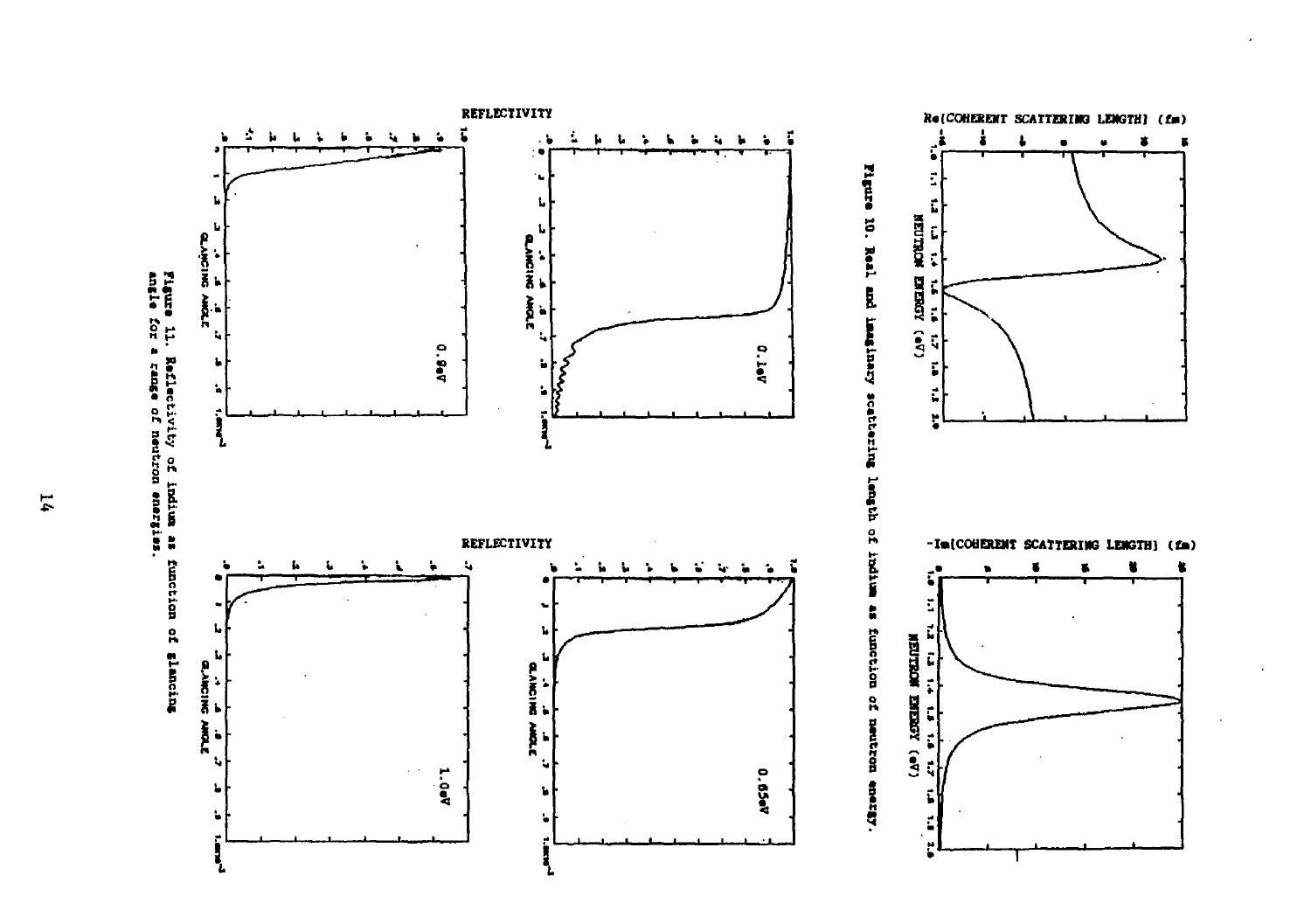Figure 10. Real and imaginary scattering length of indium as function of neutron energy.

Figure 11. Reflectivity of indium as function of glancing angle for a range of neutron energies.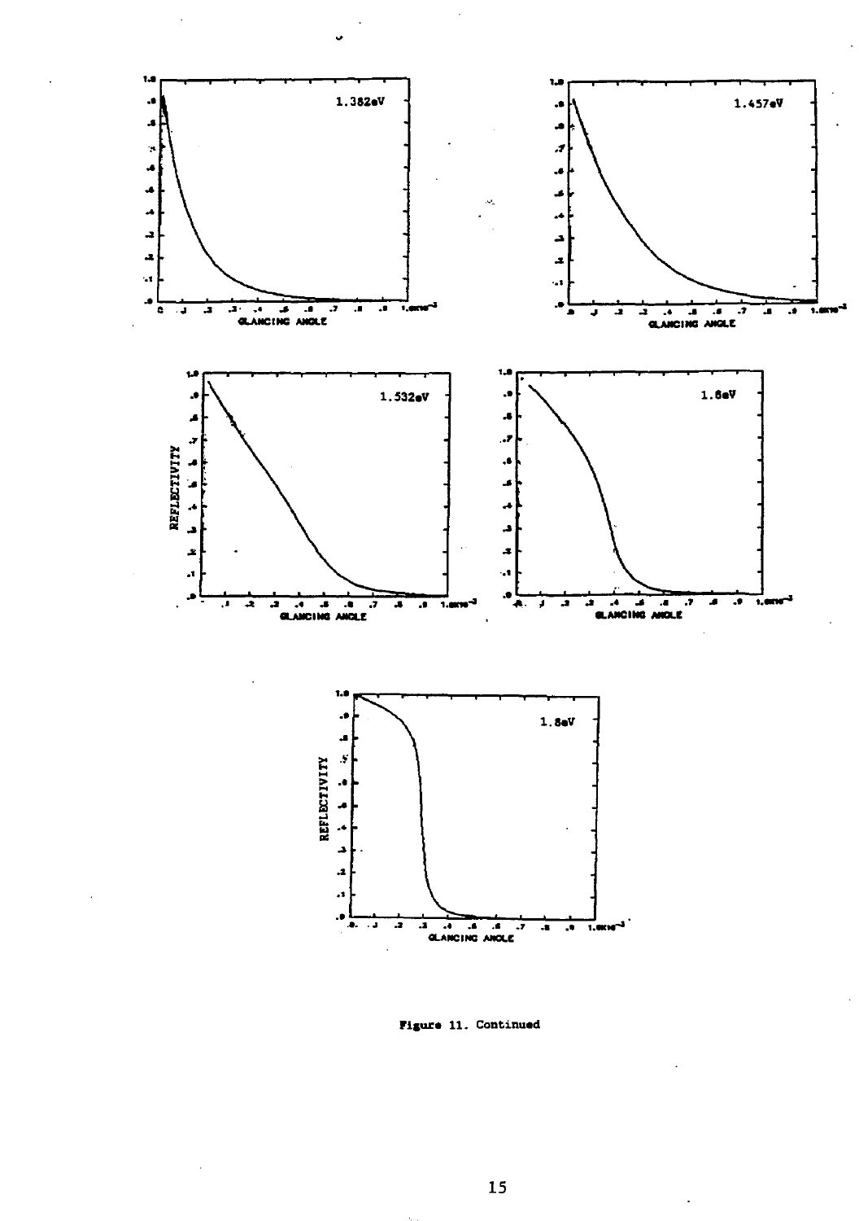Figure 11. Continued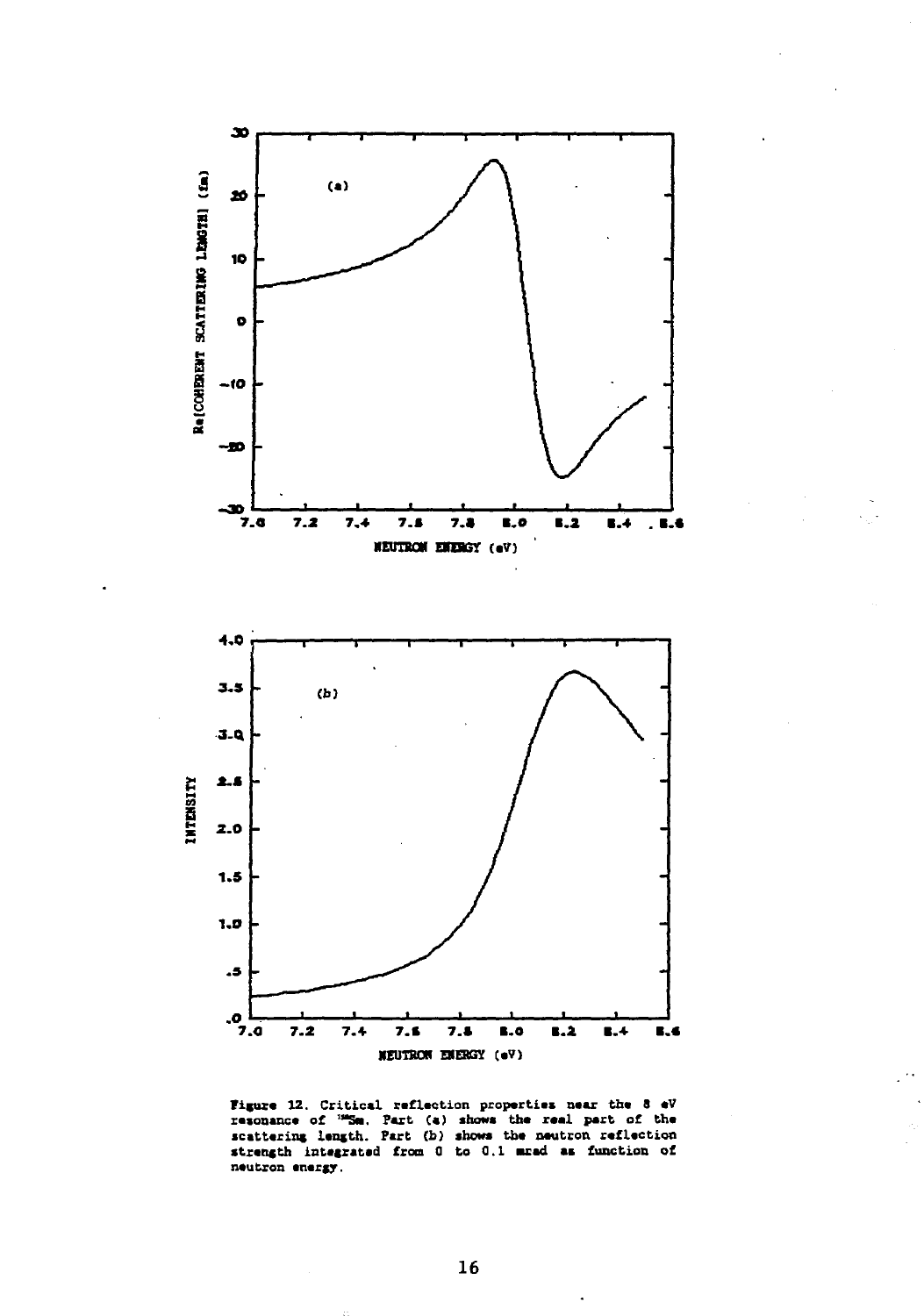Figure 12. Critical reflection properties near the 8 eV resonance of $^{152}$Sm. Part (a) shows the real part of the scattering length. Part (b) shows the neutron reflection strength integrated from 0 to 0.1 mrad as function of neutron energy.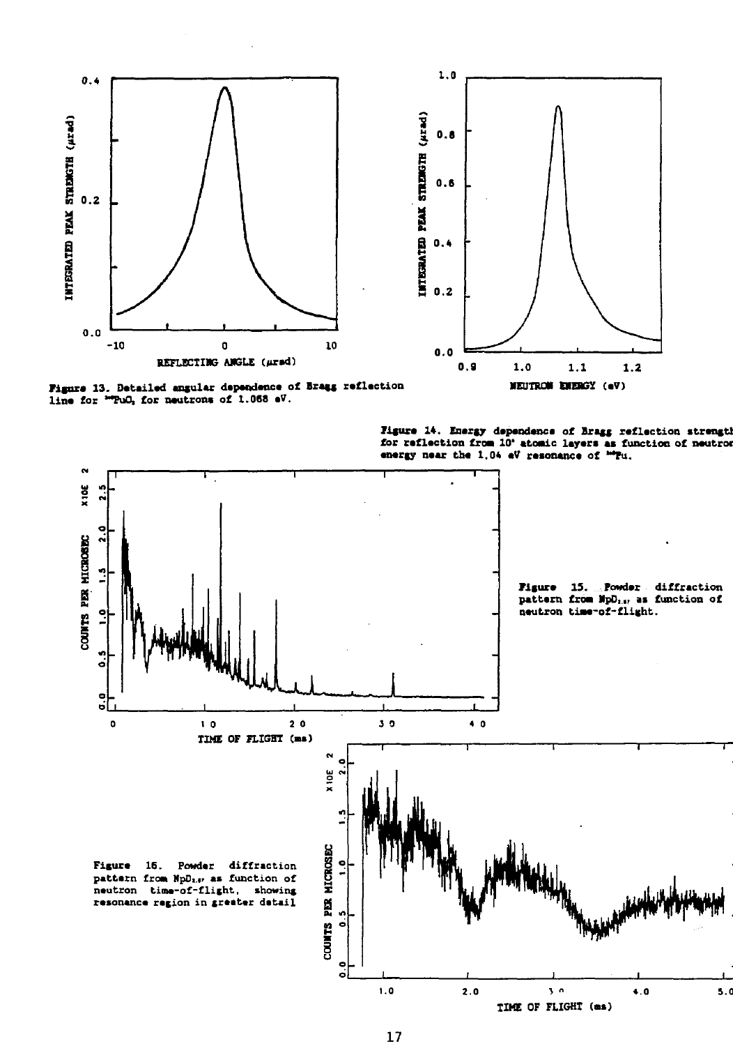Figure 13. Detailed angular dependence of Bragg reflection line for $^{240}PuO_2$ for neutrons of 1.068 eV.

Figure 14. Energy dependence of Bragg reflection strength for reflection from $10^4$ atomic layers as function of neutron energy near the 1.04 eV resonance of $^{240}Pu$.

Figure 15. Powder diffraction pattern from $NpD_{2.8}$, as function of neutron time-of-flight.

Figure 16. Powder diffraction pattern from $NpD_{2.8}$, as function of neutron time-of-flight, showing resonance region in greater detail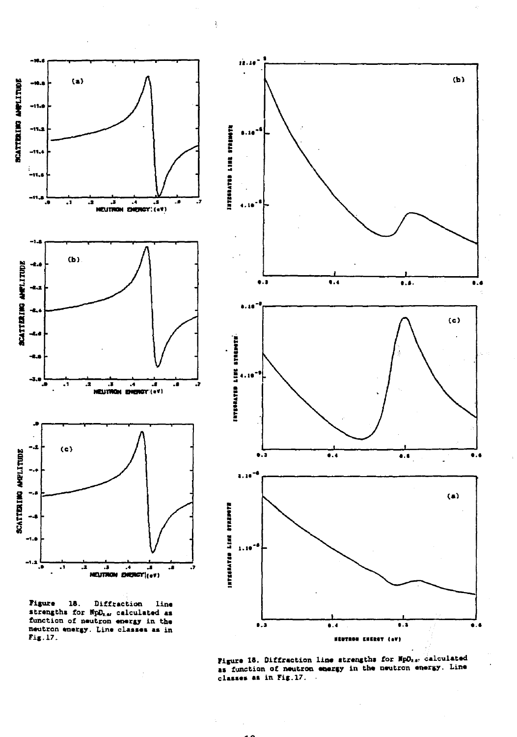Figure 18. Diffraction line strengths for $NpD_{2.6}$ calculated as function of neutron energy in the neutron energy. Line classes as in Fig.17.

Figure 18. Diffraction line strengths for $NpD_{2.6}$ calculated as function of neutron energy in the neutron energy. Line classes as in Fig.17.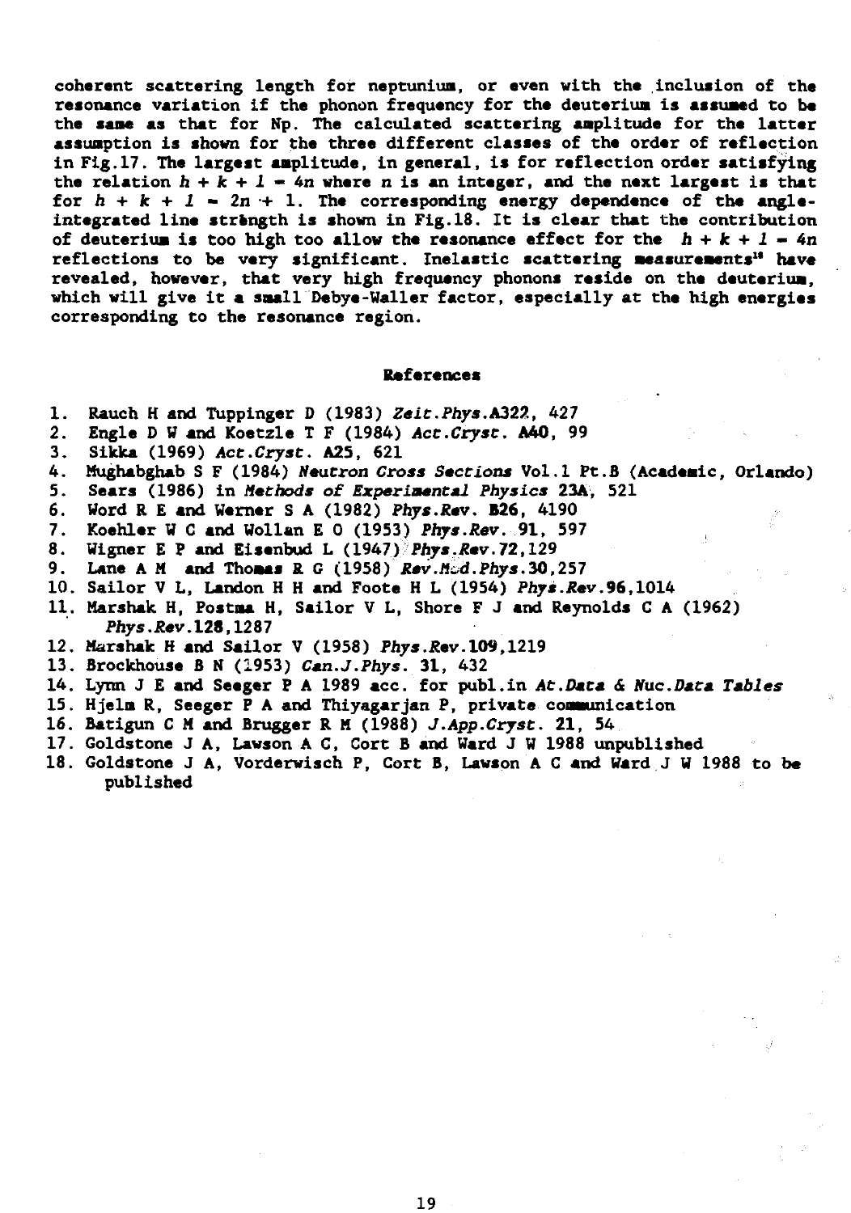coherent scattering length for neptunium, or even with the inclusion of the resonance variation if the phonon frequency for the deuterium is assumed to be the same as that for Np. The calculated scattering amplitude for the latter assumption is shown for the three different classes of the order of reflection in Fig.17. The largest amplitude, in general, is for reflection order satisfying the relation $h + k + l = 4n$ where $n$ is an integer, and the next largest is that for $h + k + l = 2n + 1$. The corresponding energy dependence of the angle-integrated line strength is shown in Fig.18. It is clear that the contribution of deuterium is too high too allow the resonance effect for the $h + k + l = 4n$ reflections to be very significant. Inelastic scattering measurements[18] have revealed, however, that very high frequency phonons reside on the deuterium, which will give it a small Debye-Waller factor, especially at the high energies corresponding to the resonance region.

## References

1. Rauch H and Tuppinger D (1983) *Zeit.Phys.***A322**, 427
2. Engle D W and Koetzle T F (1984) *Act.Cryst.* **A40**, 99
3. Sikka (1969) *Act.Cryst.* **A25**, 621
4. Mughabghab S F (1984) *Neutron Cross Sections* Vol.1 Pt.B (Academic, Orlando)
5. Sears (1986) in *Methods of Experimental Physics* **23A**, 521
6. Word R E and Werner S A (1982) *Phys.Rev.* **B26**, 4190
7. Koehler W C and Wollan E O (1953) *Phys.Rev.* **91**, 597
8. Wigner E P and Eisenbud L (1947) *Phys.Rev.***72**,129
9. Lane A M and Thomas R G (1958) *Rev.Mod.Phys.***30**,257
10. Sailor V L, Landon H H and Foote H L (1954) *Phys.Rev.***96**,1014
11. Marshak H, Postma H, Sailor V L, Shore F J and Reynolds C A (1962) *Phys.Rev.***128**,1287
12. Marshak H and Sailor V (1958) *Phys.Rev.***109**,1219
13. Brockhouse B N (1953) *Can.J.Phys.* **31**, 432
14. Lynn J E and Seeger P A 1989 acc. for publ.in *At.Data & Nuc.Data Tables*
15. Hjelm R, Seeger P A and Thiyagarjan P, private communication
16. Batigun C M and Brugger R M (1988) *J.App.Cryst.* **21**, 54
17. Goldstone J A, Lawson A C, Cort B and Ward J W 1988 unpublished
18. Goldstone J A, Vorderwisch P, Cort B, Lawson A C and Ward J W 1988 to be published